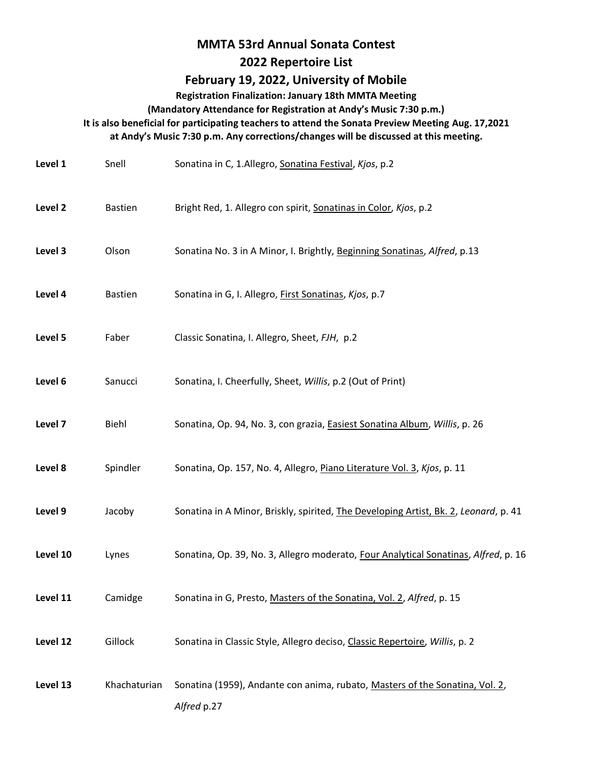# MMTA 53rd Annual Sonata Contest

## 2022 Repertoire List

## February 19, 2022, University of Mobile

**Registration Finalization: January 18th MMTA Meeting**

**(Mandatory Attendance for Registration at Andy's Music 7:30 p.m.)**

**It is also beneficial for participating teachers to attend the Sonata Preview Meeting Aug. 17,2021 at Andy's Music 7:30 p.m. Any corrections/changes will be discussed at this meeting.**

| | | |
|---|---|---|
| **Level 1** | Snell | Sonatina in C, 1.Allegro, Sonatina Festival, *Kjos*, p.2 |
| **Level 2** | Bastien | Bright Red, 1. Allegro con spirit, Sonatinas in Color, *Kjos*, p.2 |
| **Level 3** | Olson | Sonatina No. 3 in A Minor, I. Brightly, Beginning Sonatinas, *Alfred*, p.13 |
| **Level 4** | Bastien | Sonatina in G, I. Allegro, First Sonatinas, *Kjos*, p.7 |
| **Level 5** | Faber | Classic Sonatina, I. Allegro, Sheet, *FJH*, p.2 |
| **Level 6** | Sanucci | Sonatina, I. Cheerfully, Sheet, *Willis*, p.2 (Out of Print) |
| **Level 7** | Biehl | Sonatina, Op. 94, No. 3, con grazia, Easiest Sonatina Album, *Willis*, p. 26 |
| **Level 8** | Spindler | Sonatina, Op. 157, No. 4, Allegro, Piano Literature Vol. 3, *Kjos*, p. 11 |
| **Level 9** | Jacoby | Sonatina in A Minor, Briskly, spirited, The Developing Artist, Bk. 2, *Leonard*, p. 41 |
| **Level 10** | Lynes | Sonatina, Op. 39, No. 3, Allegro moderato, Four Analytical Sonatinas, *Alfred*, p. 16 |
| **Level 11** | Camidge | Sonatina in G, Presto, Masters of the Sonatina, Vol. 2, *Alfred*, p. 15 |
| **Level 12** | Gillock | Sonatina in Classic Style, Allegro deciso, Classic Repertoire, *Willis*, p. 2 |
| **Level 13** | Khachaturian | Sonatina (1959), Andante con anima, rubato, Masters of the Sonatina, Vol. 2, *Alfred* p.27 |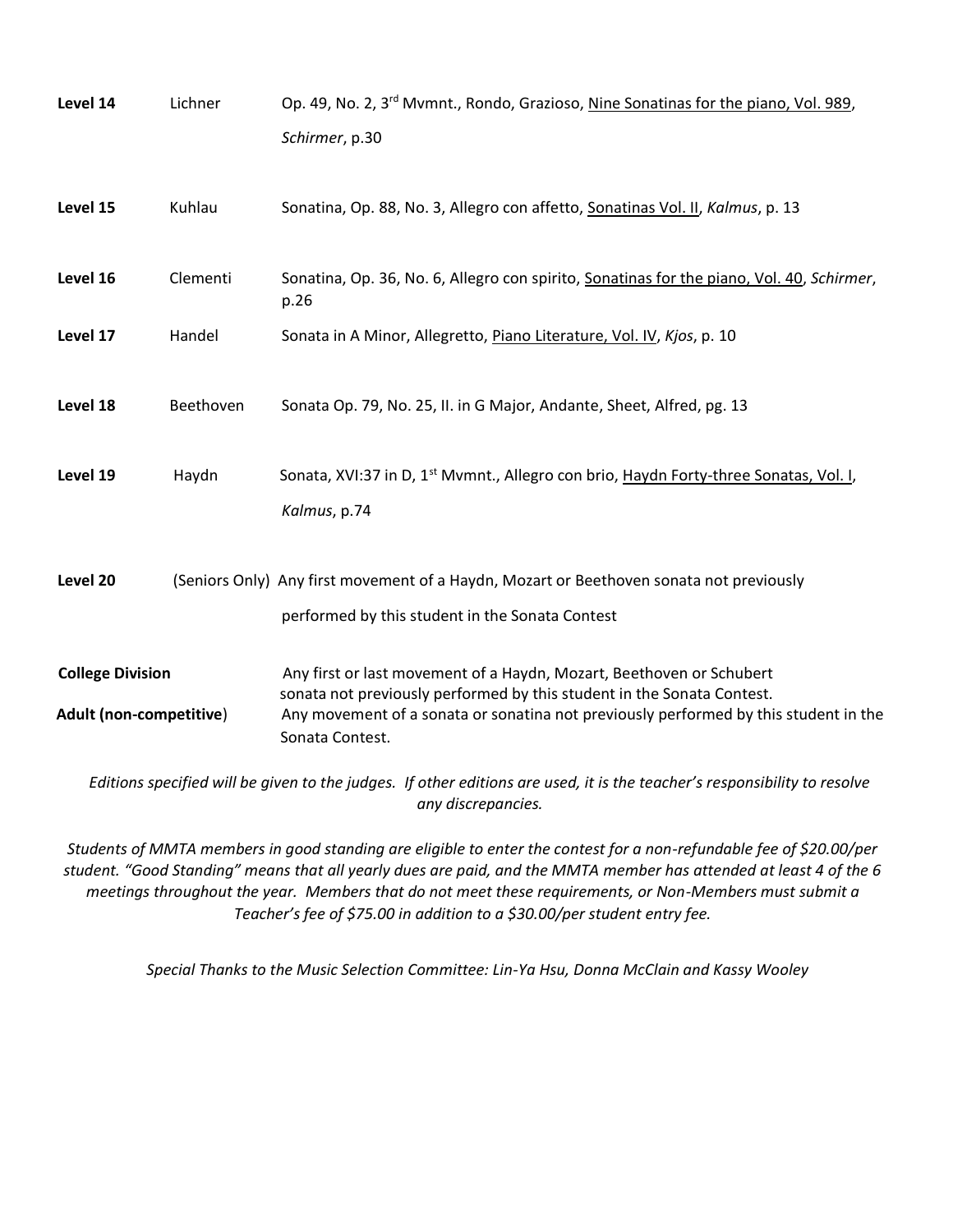| | | |
|---|---|---|
| **Level 14** | Lichner | Op. 49, No. 2, 3rd Mvmnt., Rondo, Grazioso, Nine Sonatinas for the piano, Vol. 989, *Schirmer*, p.30 |
| **Level 15** | Kuhlau | Sonatina, Op. 88, No. 3, Allegro con affetto, Sonatinas Vol. II, *Kalmus*, p. 13 |
| **Level 16** | Clementi | Sonatina, Op. 36, No. 6, Allegro con spirito, Sonatinas for the piano, Vol. 40, *Schirmer*, p.26 |
| **Level 17** | Handel | Sonata in A Minor, Allegretto, Piano Literature, Vol. IV, *Kjos*, p. 10 |
| **Level 18** | Beethoven | Sonata Op. 79, No. 25, II. in G Major, Andante, Sheet, Alfred, pg. 13 |
| **Level 19** | Haydn | Sonata, XVI:37 in D, 1st Mvmnt., Allegro con brio, Haydn Forty-three Sonatas, Vol. I, *Kalmus*, p.74 |
| **Level 20** | (Seniors Only) | Any first movement of a Haydn, Mozart or Beethoven sonata not previously performed by this student in the Sonata Contest |
| **College Division** | | Any first or last movement of a Haydn, Mozart, Beethoven or Schubert sonata not previously performed by this student in the Sonata Contest. |
| **Adult (non-competitive)** | | Any movement of a sonata or sonatina not previously performed by this student in the Sonata Contest. |

*Editions specified will be given to the judges. If other editions are used, it is the teacher's responsibility to resolve any discrepancies.*

*Students of MMTA members in good standing are eligible to enter the contest for a non-refundable fee of $20.00/per student. "Good Standing" means that all yearly dues are paid, and the MMTA member has attended at least 4 of the 6 meetings throughout the year. Members that do not meet these requirements, or Non-Members must submit a Teacher's fee of $75.00 in addition to a $30.00/per student entry fee.*

*Special Thanks to the Music Selection Committee: Lin-Ya Hsu, Donna McClain and Kassy Wooley*